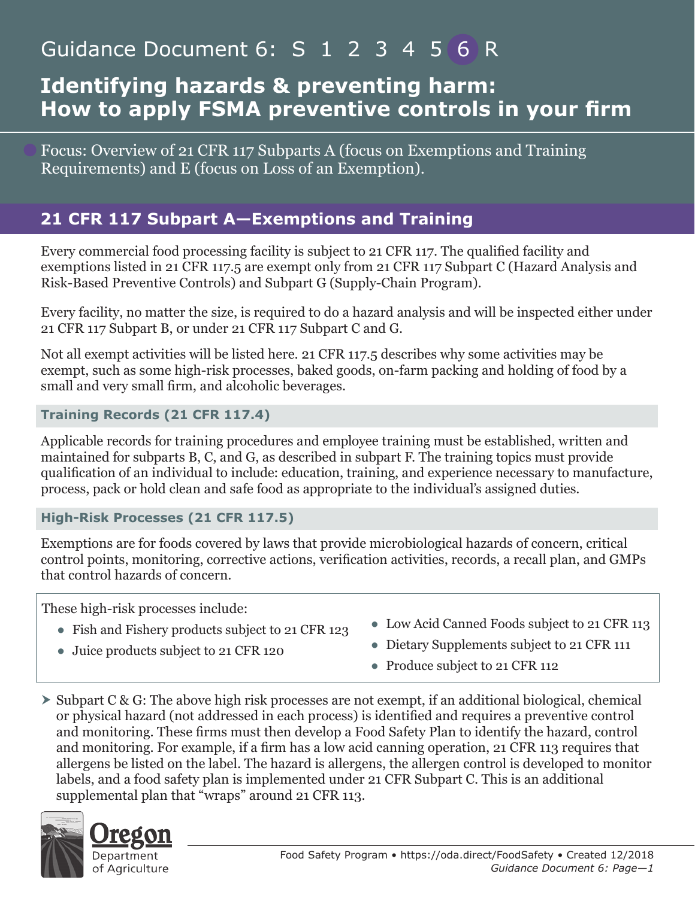Guidance Document 6: S 1 2 3 4 5 6 R

# Identifying hazards & preventing harm: How to apply FSMA preventive controls in your firm

Focus: Overview of 21 CFR 117 Subparts A (focus on Exemptions and Training Requirements) and E (focus on Loss of an Exemption).

## 21 CFR 117 Subpart A—Exemptions and Training

Every commercial food processing facility is subject to 21 CFR 117. The qualified facility and exemptions listed in 21 CFR 117.5 are exempt only from 21 CFR 117 Subpart C (Hazard Analysis and Risk-Based Preventive Controls) and Subpart G (Supply-Chain Program).

Every facility, no matter the size, is required to do a hazard analysis and will be inspected either under 21 CFR 117 Subpart B, or under 21 CFR 117 Subpart C and G.

Not all exempt activities will be listed here. 21 CFR 117.5 describes why some activities may be exempt, such as some high-risk processes, baked goods, on-farm packing and holding of food by a small and very small firm, and alcoholic beverages.

### Training Records (21 CFR 117.4)

Applicable records for training procedures and employee training must be established, written and maintained for subparts B, C, and G, as described in subpart F. The training topics must provide qualification of an individual to include: education, training, and experience necessary to manufacture, process, pack or hold clean and safe food as appropriate to the individual's assigned duties.

### High-Risk Processes (21 CFR 117.5)

Exemptions are for foods covered by laws that provide microbiological hazards of concern, critical control points, monitoring, corrective actions, verification activities, records, a recall plan, and GMPs that control hazards of concern.

These high-risk processes include:

- Fish and Fishery products subject to 21 CFR 123
- Juice products subject to 21 CFR 120
- Low Acid Canned Foods subject to 21 CFR 113
- Dietary Supplements subject to 21 CFR 111
- Produce subject to 21 CFR 112

- Subpart C & G: The above high risk processes are not exempt, if an additional biological, chemical or physical hazard (not addressed in each process) is identified and requires a preventive control and monitoring. These firms must then develop a Food Safety Plan to identify the hazard, control and monitoring. For example, if a firm has a low acid canning operation, 21 CFR 113 requires that allergens be listed on the label. The hazard is allergens, the allergen control is developed to monitor labels, and a food safety plan is implemented under 21 CFR Subpart C. This is an additional supplemental plan that "wraps" around 21 CFR 113.

Oregon Department of Agriculture

Food Safety Program • https://oda.direct/FoodSafety • Created 12/2018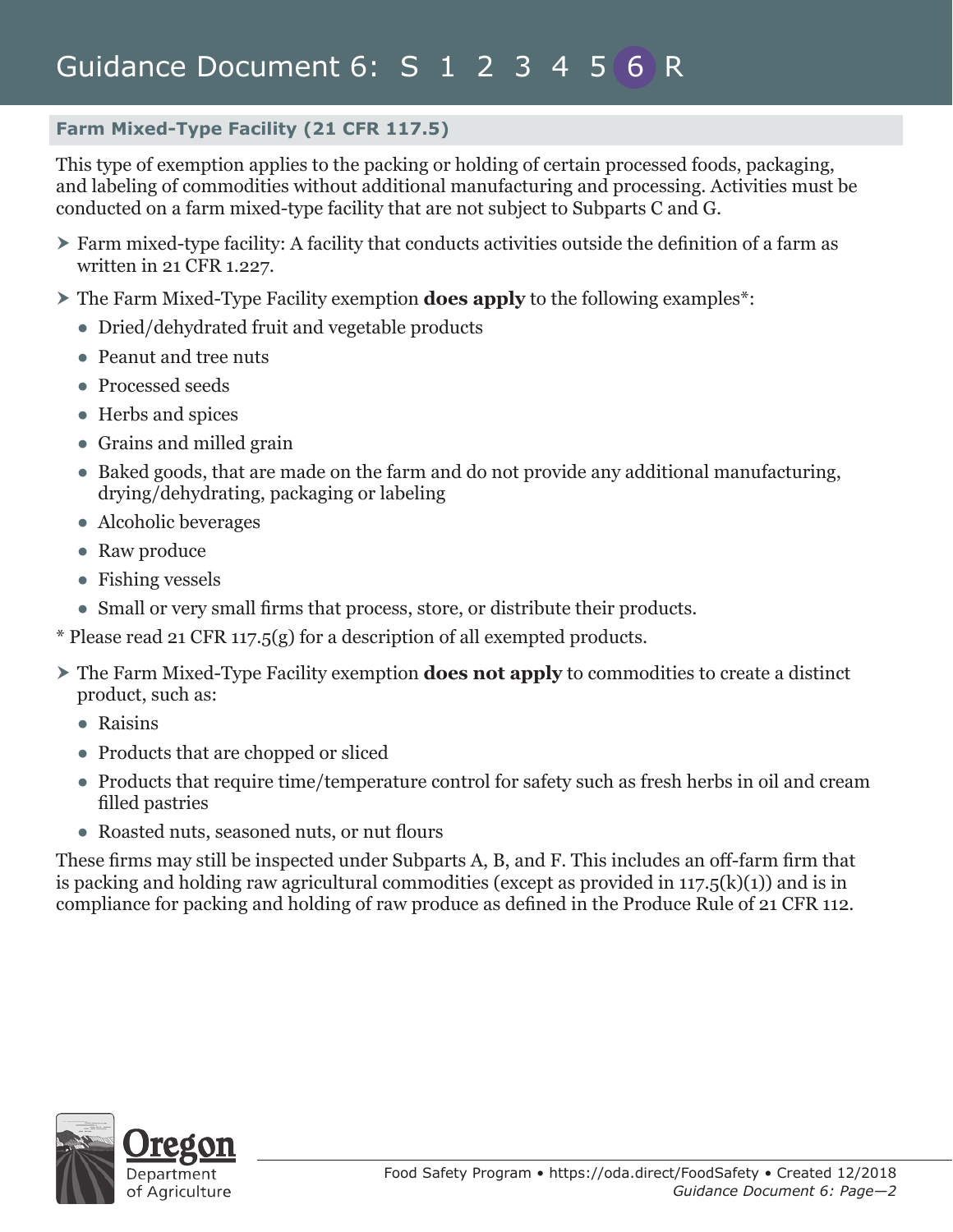## Farm Mixed-Type Facility (21 CFR 117.5)

This type of exemption applies to the packing or holding of certain processed foods, packaging, and labeling of commodities without additional manufacturing and processing. Activities must be conducted on a farm mixed-type facility that are not subject to Subparts C and G.

- Farm mixed-type facility: A facility that conducts activities outside the definition of a farm as written in 21 CFR 1.227.
- The Farm Mixed-Type Facility exemption **does apply** to the following examples*:
  - Dried/dehydrated fruit and vegetable products
  - Peanut and tree nuts
  - Processed seeds
  - Herbs and spices
  - Grains and milled grain
  - Baked goods, that are made on the farm and do not provide any additional manufacturing, drying/dehydrating, packaging or labeling
  - Alcoholic beverages
  - Raw produce
  - Fishing vessels
  - Small or very small firms that process, store, or distribute their products.

\* Please read 21 CFR 117.5(g) for a description of all exempted products.

- The Farm Mixed-Type Facility exemption **does not apply** to commodities to create a distinct product, such as:
  - Raisins
  - Products that are chopped or sliced
  - Products that require time/temperature control for safety such as fresh herbs in oil and cream filled pastries
  - Roasted nuts, seasoned nuts, or nut flours

These firms may still be inspected under Subparts A, B, and F. This includes an off-farm firm that is packing and holding raw agricultural commodities (except as provided in 117.5(k)(1)) and is in compliance for packing and holding of raw produce as defined in the Produce Rule of 21 CFR 112.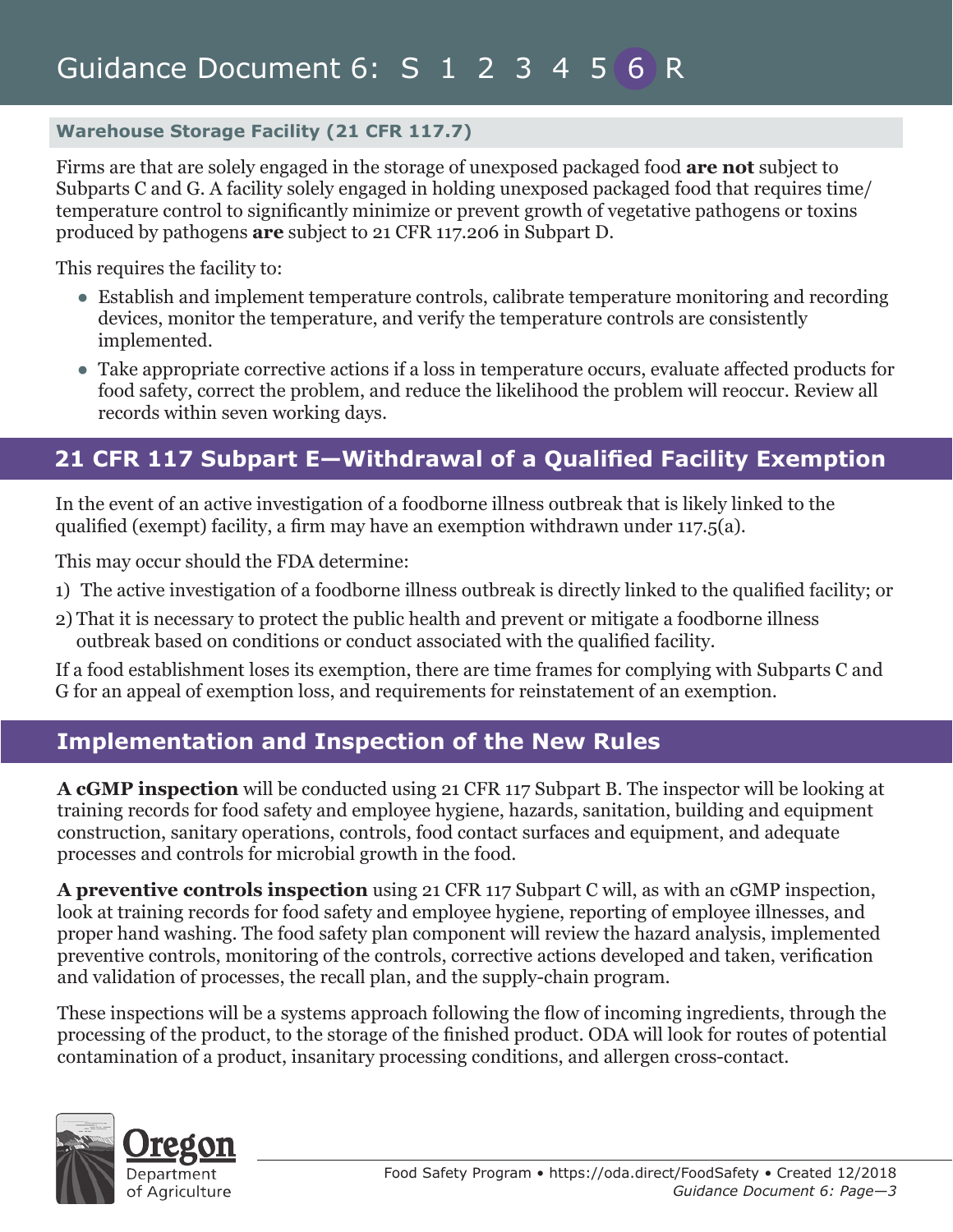### Warehouse Storage Facility (21 CFR 117.7)

Firms are that are solely engaged in the storage of unexposed packaged food **are not** subject to Subparts C and G. A facility solely engaged in holding unexposed packaged food that requires time/temperature control to significantly minimize or prevent growth of vegetative pathogens or toxins produced by pathogens **are** subject to 21 CFR 117.206 in Subpart D.

This requires the facility to:

- Establish and implement temperature controls, calibrate temperature monitoring and recording devices, monitor the temperature, and verify the temperature controls are consistently implemented.
- Take appropriate corrective actions if a loss in temperature occurs, evaluate affected products for food safety, correct the problem, and reduce the likelihood the problem will reoccur. Review all records within seven working days.

## 21 CFR 117 Subpart E—Withdrawal of a Qualified Facility Exemption

In the event of an active investigation of a foodborne illness outbreak that is likely linked to the qualified (exempt) facility, a firm may have an exemption withdrawn under 117.5(a).

This may occur should the FDA determine:

1) The active investigation of a foodborne illness outbreak is directly linked to the qualified facility; or
2) That it is necessary to protect the public health and prevent or mitigate a foodborne illness outbreak based on conditions or conduct associated with the qualified facility.

If a food establishment loses its exemption, there are time frames for complying with Subparts C and G for an appeal of exemption loss, and requirements for reinstatement of an exemption.

## Implementation and Inspection of the New Rules

**A cGMP inspection** will be conducted using 21 CFR 117 Subpart B. The inspector will be looking at training records for food safety and employee hygiene, hazards, sanitation, building and equipment construction, sanitary operations, controls, food contact surfaces and equipment, and adequate processes and controls for microbial growth in the food.

**A preventive controls inspection** using 21 CFR 117 Subpart C will, as with an cGMP inspection, look at training records for food safety and employee hygiene, reporting of employee illnesses, and proper hand washing. The food safety plan component will review the hazard analysis, implemented preventive controls, monitoring of the controls, corrective actions developed and taken, verification and validation of processes, the recall plan, and the supply-chain program.

These inspections will be a systems approach following the flow of incoming ingredients, through the processing of the product, to the storage of the finished product. ODA will look for routes of potential contamination of a product, insanitary processing conditions, and allergen cross-contact.